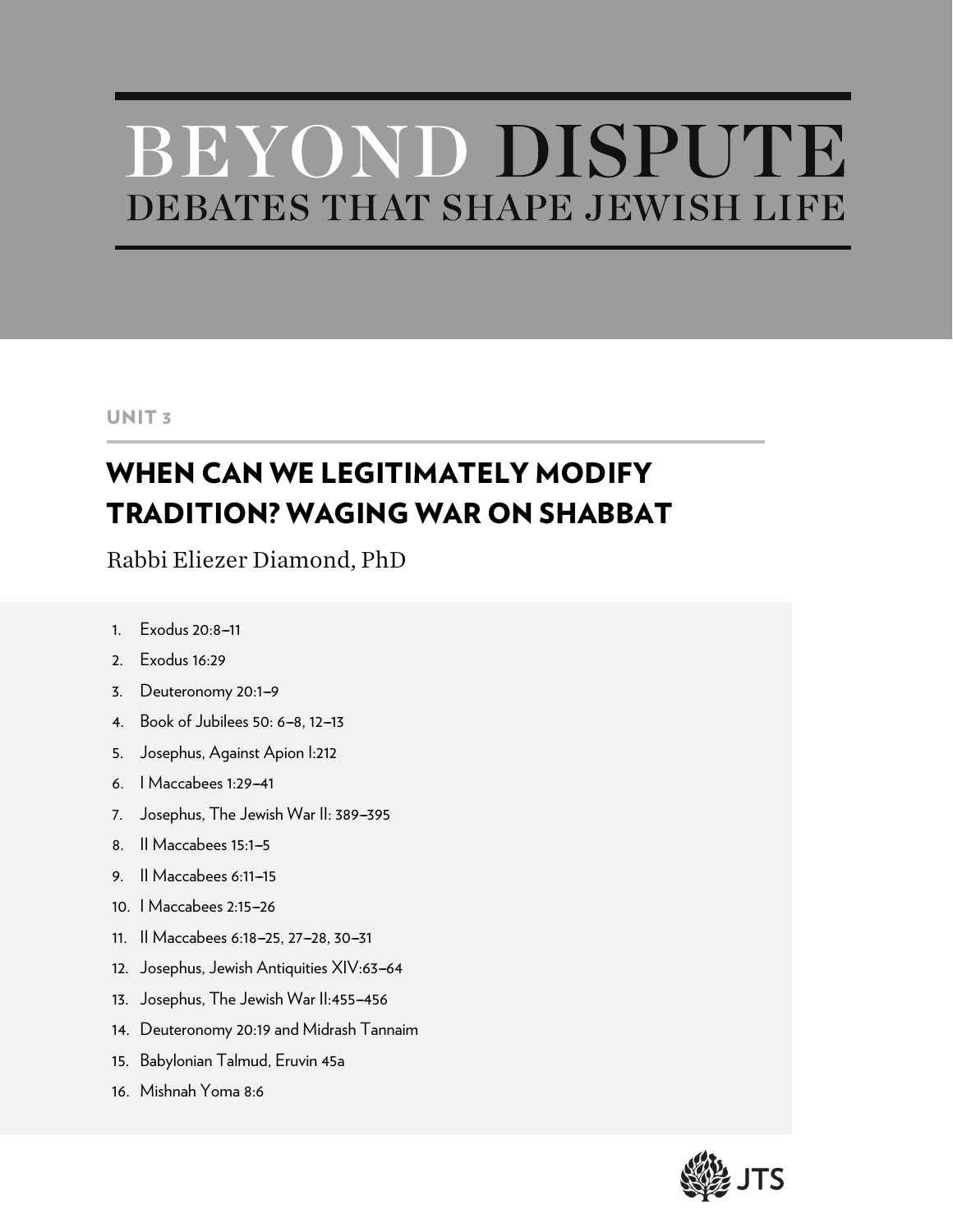# BEYOND DISPUTE

## DEBATES THAT SHAPE JEWISH LIFE

UNIT 3

## WHEN CAN WE LEGITIMATELY MODIFY TRADITION? WAGING WAR ON SHABBAT

Rabbi Eliezer Diamond, PhD

1. Exodus 20:8–11
2. Exodus 16:29
3. Deuteronomy 20:1–9
4. Book of Jubilees 50: 6–8, 12–13
5. Josephus, Against Apion I:212
6. I Maccabees 1:29–41
7. Josephus, The Jewish War II: 389–395
8. II Maccabees 15:1–5
9. II Maccabees 6:11–15
10. I Maccabees 2:15–26
11. II Maccabees 6:18–25, 27–28, 30–31
12. Josephus, Jewish Antiquities XIV:63–64
13. Josephus, The Jewish War II:455–456
14. Deuteronomy 20:19 and Midrash Tannaim
15. Babylonian Talmud, Eruvin 45a
16. Mishnah Yoma 8:6

JTS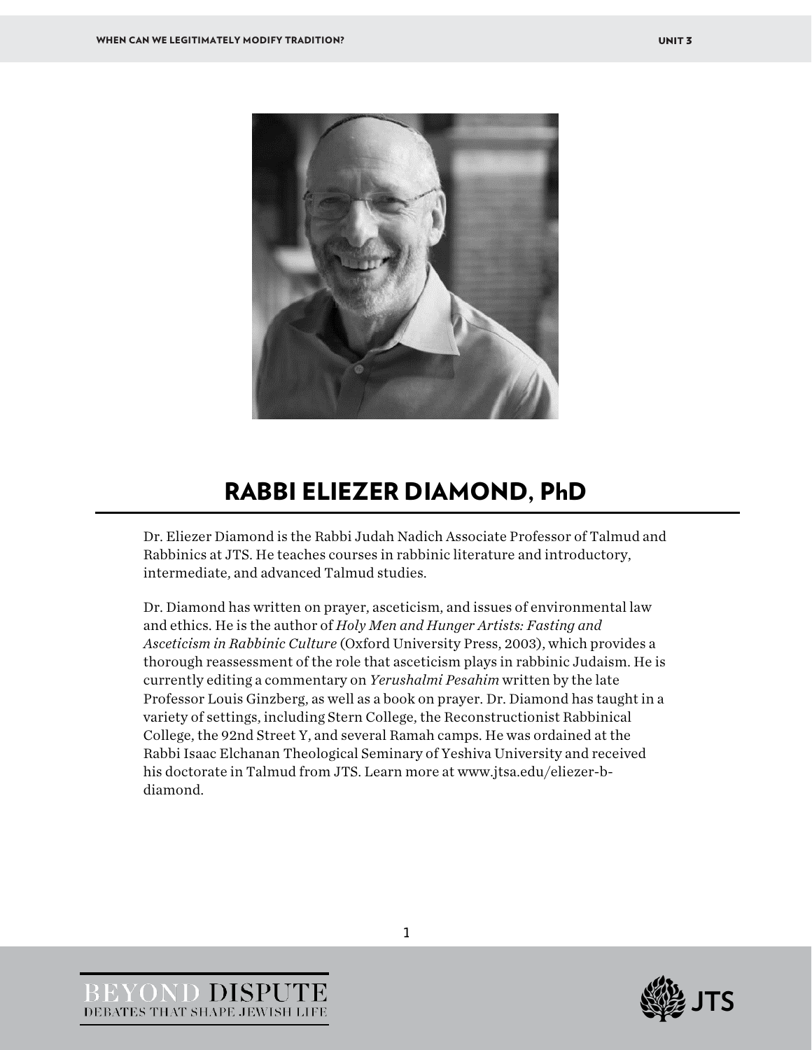## RABBI ELIEZER DIAMOND, PhD

Dr. Eliezer Diamond is the Rabbi Judah Nadich Associate Professor of Talmud and Rabbinics at JTS. He teaches courses in rabbinic literature and introductory, intermediate, and advanced Talmud studies.

Dr. Diamond has written on prayer, asceticism, and issues of environmental law and ethics. He is the author of *Holy Men and Hunger Artists: Fasting and Asceticism in Rabbinic Culture* (Oxford University Press, 2003), which provides a thorough reassessment of the role that asceticism plays in rabbinic Judaism. He is currently editing a commentary on *Yerushalmi Pesahim* written by the late Professor Louis Ginzberg, as well as a book on prayer. Dr. Diamond has taught in a variety of settings, including Stern College, the Reconstructionist Rabbinical College, the 92nd Street Y, and several Ramah camps. He was ordained at the Rabbi Isaac Elchanan Theological Seminary of Yeshiva University and received his doctorate in Talmud from JTS. Learn more at www.jtsa.edu/eliezer-b-diamond.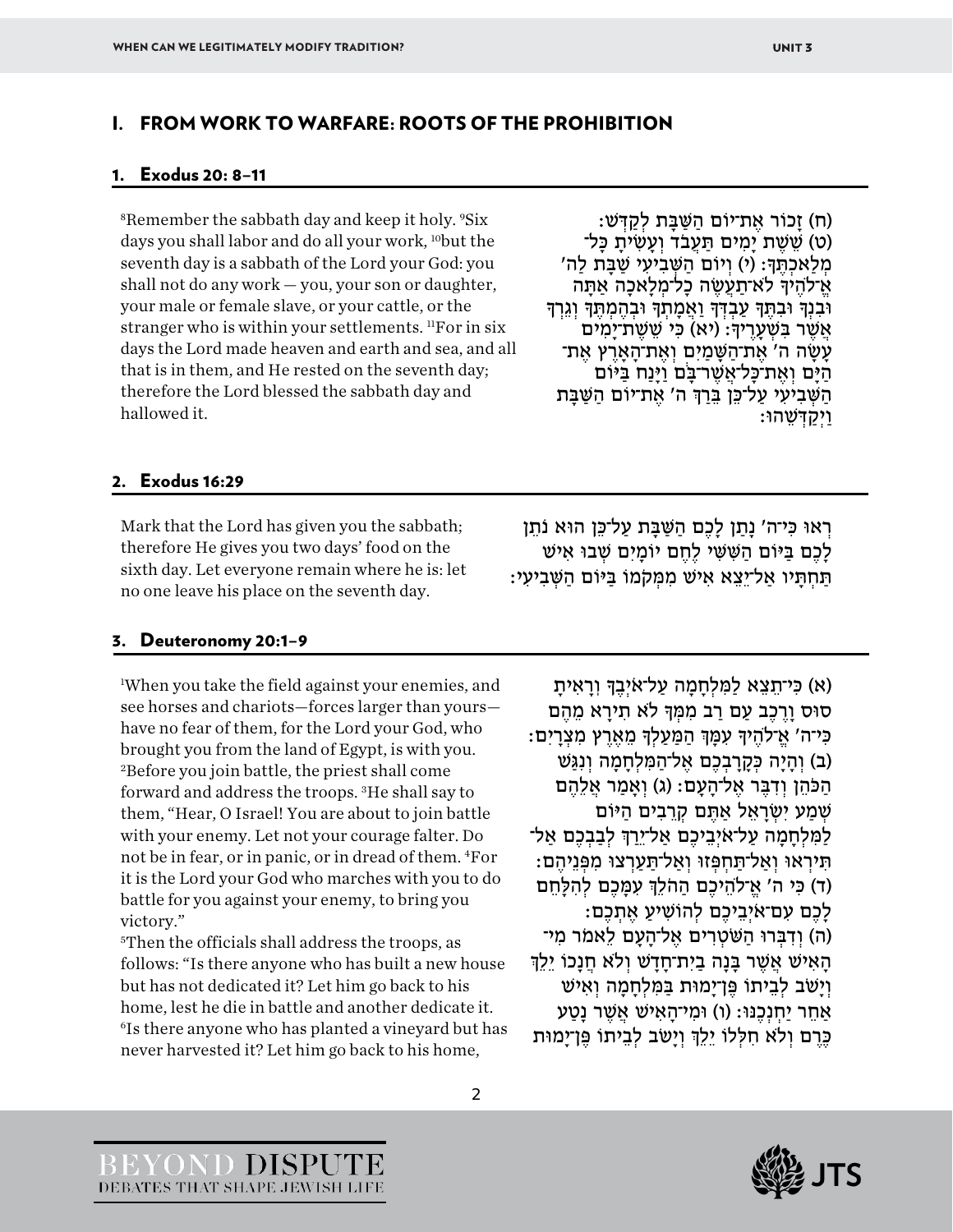## I. FROM WORK TO WARFARE: ROOTS OF THE PROHIBITION

### 1. Exodus 20: 8–11

[8]Remember the sabbath day and keep it holy. [9]Six days you shall labor and do all your work, [10]but the seventh day is a sabbath of the Lord your God: you shall not do any work — you, your son or daughter, your male or female slave, or your cattle, or the stranger who is within your settlements. [11]For in six days the Lord made heaven and earth and sea, and all that is in them, and He rested on the seventh day; therefore the Lord blessed the sabbath day and hallowed it.

(ח) זָכוֹר אֶת־יוֹם הַשַּׁבָּת לְקַדְּשׁוֹ׃ (ט) שֵׁשֶׁת יָמִים תַּעֲבֹד וְעָשִׂיתָ כָּל־מְלַאכְתֶּךָ׃ (י) וְיוֹם הַשְּׁבִיעִי שַׁבָּת לַה׳ אֱ־לֹהֶיךָ לֹא־תַעֲשֶׂה כָל־מְלָאכָה אַתָּה וּבִנְךָ וּבִתֶּךָ עַבְדְּךָ וַאֲמָתְךָ וּבְהֶמְתֶּךָ וְגֵרְךָ אֲשֶׁר בִּשְׁעָרֶיךָ׃ (יא) כִּי שֵׁשֶׁת־יָמִים עָשָׂה ה׳ אֶת־הַשָּׁמַיִם וְאֶת־הָאָרֶץ אֶת־הַיָּם וְאֶת־כָּל־אֲשֶׁר־בָּם וַיָּנַח בַּיּוֹם הַשְּׁבִיעִי עַל־כֵּן בֵּרַךְ ה׳ אֶת־יוֹם הַשַּׁבָּת וַיְקַדְּשֵׁהוּ׃

### 2. Exodus 16:29

Mark that the Lord has given you the sabbath; therefore He gives you two days' food on the sixth day. Let everyone remain where he is: let no one leave his place on the seventh day.

רְאוּ כִּי־ה׳ נָתַן לָכֶם הַשַּׁבָּת עַל־כֵּן הוּא נֹתֵן לָכֶם בַּיּוֹם הַשִּׁשִּׁי לֶחֶם יוֹמָיִם שְׁבוּ אִישׁ תַּחְתָּיו אַל־יֵצֵא אִישׁ מִמְּקֹמוֹ בַּיּוֹם הַשְּׁבִיעִי׃

### 3. Deuteronomy 20:1–9

[1]When you take the field against your enemies, and see horses and chariots—forces larger than yours—have no fear of them, for the Lord your God, who brought you from the land of Egypt, is with you. [2]Before you join battle, the priest shall come forward and address the troops. [3]He shall say to them, "Hear, O Israel! You are about to join battle with your enemy. Let not your courage falter. Do not be in fear, or in panic, or in dread of them. [4]For it is the Lord your God who marches with you to do battle for you against your enemy, to bring you victory."
[5]Then the officials shall address the troops, as follows: "Is there anyone who has built a new house but has not dedicated it? Let him go back to his home, lest he die in battle and another dedicate it. [6]Is there anyone who has planted a vineyard but has never harvested it? Let him go back to his home,

(א) כִּי־תֵצֵא לַמִּלְחָמָה עַל־אֹיְבֶךָ וְרָאִיתָ סוּס וָרֶכֶב עַם רַב מִמְּךָ לֹא תִירָא מֵהֶם כִּי־ה׳ אֱ־לֹהֶיךָ עִמָּךְ הַמַּעַלְךָ מֵאֶרֶץ מִצְרָיִם׃ (ב) וְהָיָה כְּקָרָבְכֶם אֶל־הַמִּלְחָמָה וְנִגַּשׁ הַכֹּהֵן וְדִבֶּר אֶל־הָעָם׃ (ג) וְאָמַר אֲלֵהֶם שְׁמַע יִשְׂרָאֵל אַתֶּם קְרֵבִים הַיּוֹם לַמִּלְחָמָה עַל־אֹיְבֵיכֶם אַל־יֵרַךְ לְבַבְכֶם אַל־תִּירְאוּ וְאַל־תַּחְפְּזוּ וְאַל־תַּעַרְצוּ מִפְּנֵיהֶם׃ (ד) כִּי ה׳ אֱ־לֹהֵיכֶם הַהֹלֵךְ עִמָּכֶם לְהִלָּחֵם לָכֶם עִם־אֹיְבֵיכֶם לְהוֹשִׁיעַ אֶתְכֶם׃ (ה) וְדִבְּרוּ הַשֹּׁטְרִים אֶל־הָעָם לֵאמֹר מִי־הָאִישׁ אֲשֶׁר בָּנָה בַיִת־חָדָשׁ וְלֹא חֲנָכוֹ יֵלֵךְ וְיָשֹׁב לְבֵיתוֹ פֶּן־יָמוּת בַּמִּלְחָמָה וְאִישׁ אַחֵר יַחְנְכֶנּוּ׃ (ו) וּמִי־הָאִישׁ אֲשֶׁר נָטַע כֶּרֶם וְלֹא חִלְּלוֹ יֵלֵךְ וְיָשֹׁב לְבֵיתוֹ פֶּן־יָמוּת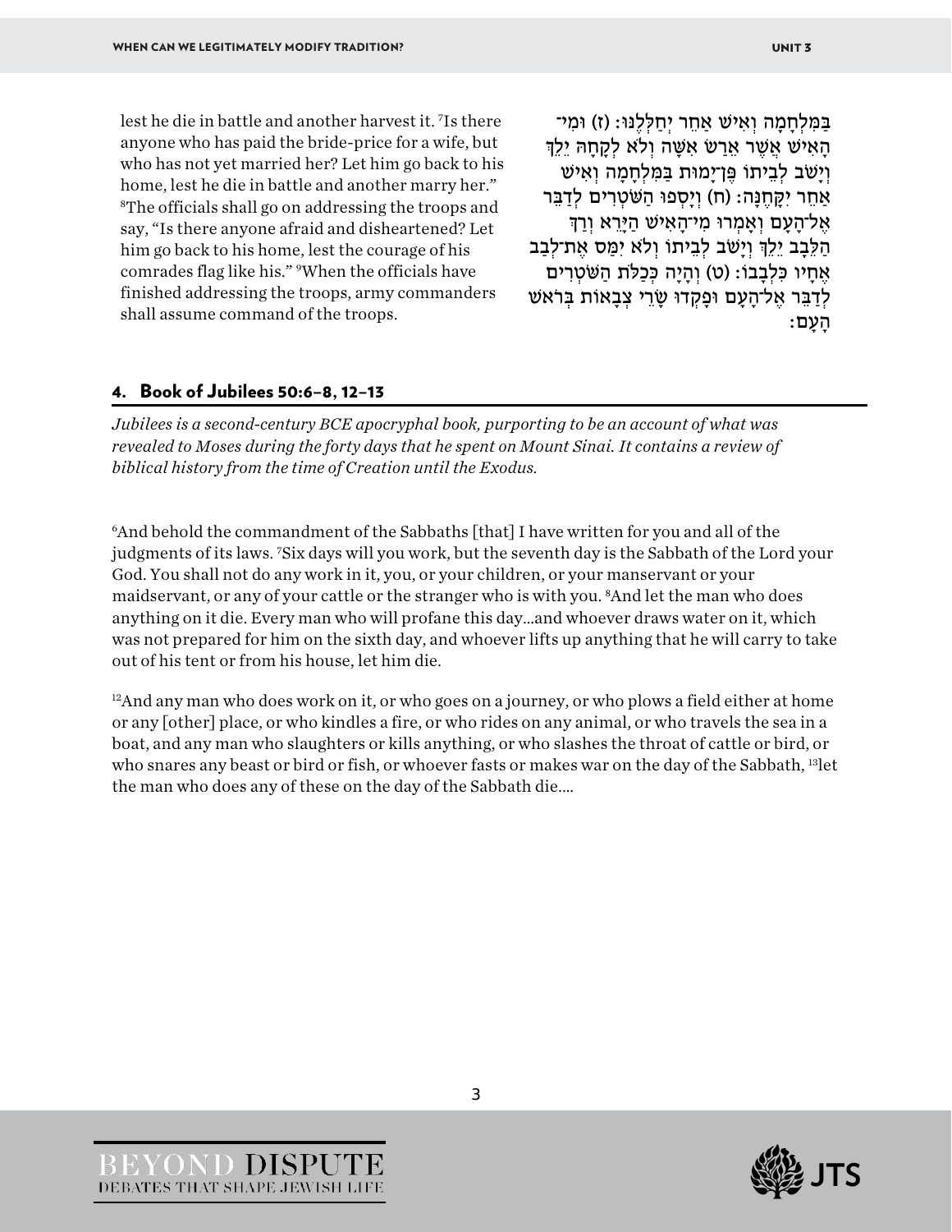lest he die in battle and another harvest it. [7]Is there anyone who has paid the bride-price for a wife, but who has not yet married her? Let him go back to his home, lest he die in battle and another marry her." [8]The officials shall go on addressing the troops and say, "Is there anyone afraid and disheartened? Let him go back to his home, lest the courage of his comrades flag like his." [9]When the officials have finished addressing the troops, army commanders shall assume command of the troops.

בַּמִּלְחָמָה וְאִישׁ אַחֵר יְחַלְּלֶנּוּ׃ (ז) וּמִי־הָאִישׁ אֲשֶׁר אֵרַשׂ אִשָּׁה וְלֹא לְקָחָהּ יֵלֵךְ וְיָשֹׁב לְבֵיתוֹ פֶּן־יָמוּת בַּמִּלְחָמָה וְאִישׁ אַחֵר יִקָּחֶנָּה׃ (ח) וְיָסְפוּ הַשֹּׁטְרִים לְדַבֵּר אֶל־הָעָם וְאָמְרוּ מִי־הָאִישׁ הַיָּרֵא וְרַךְ הַלֵּבָב יֵלֵךְ וְיָשֹׁב לְבֵיתוֹ וְלֹא יִמַּס אֶת־לְבַב אֶחָיו כִּלְבָבוֹ׃ (ט) וְהָיָה כְּכַלֹּת הַשֹּׁטְרִים לְדַבֵּר אֶל־הָעָם וּפָקְדוּ שָׂרֵי צְבָאוֹת בְּרֹאשׁ הָעָם׃

## 4. Book of Jubilees 50:6–8, 12–13

*Jubilees is a second-century BCE apocryphal book, purporting to be an account of what was revealed to Moses during the forty days that he spent on Mount Sinai. It contains a review of biblical history from the time of Creation until the Exodus.*

[6]And behold the commandment of the Sabbaths [that] I have written for you and all of the judgments of its laws. [7]Six days will you work, but the seventh day is the Sabbath of the Lord your God. You shall not do any work in it, you, or your children, or your manservant or your maidservant, or any of your cattle or the stranger who is with you. [8]And let the man who does anything on it die. Every man who will profane this day…and whoever draws water on it, which was not prepared for him on the sixth day, and whoever lifts up anything that he will carry to take out of his tent or from his house, let him die.

[12]And any man who does work on it, or who goes on a journey, or who plows a field either at home or any [other] place, or who kindles a fire, or who rides on any animal, or who travels the sea in a boat, and any man who slaughters or kills anything, or who slashes the throat of cattle or bird, or who snares any beast or bird or fish, or whoever fasts or makes war on the day of the Sabbath, [13]let the man who does any of these on the day of the Sabbath die.…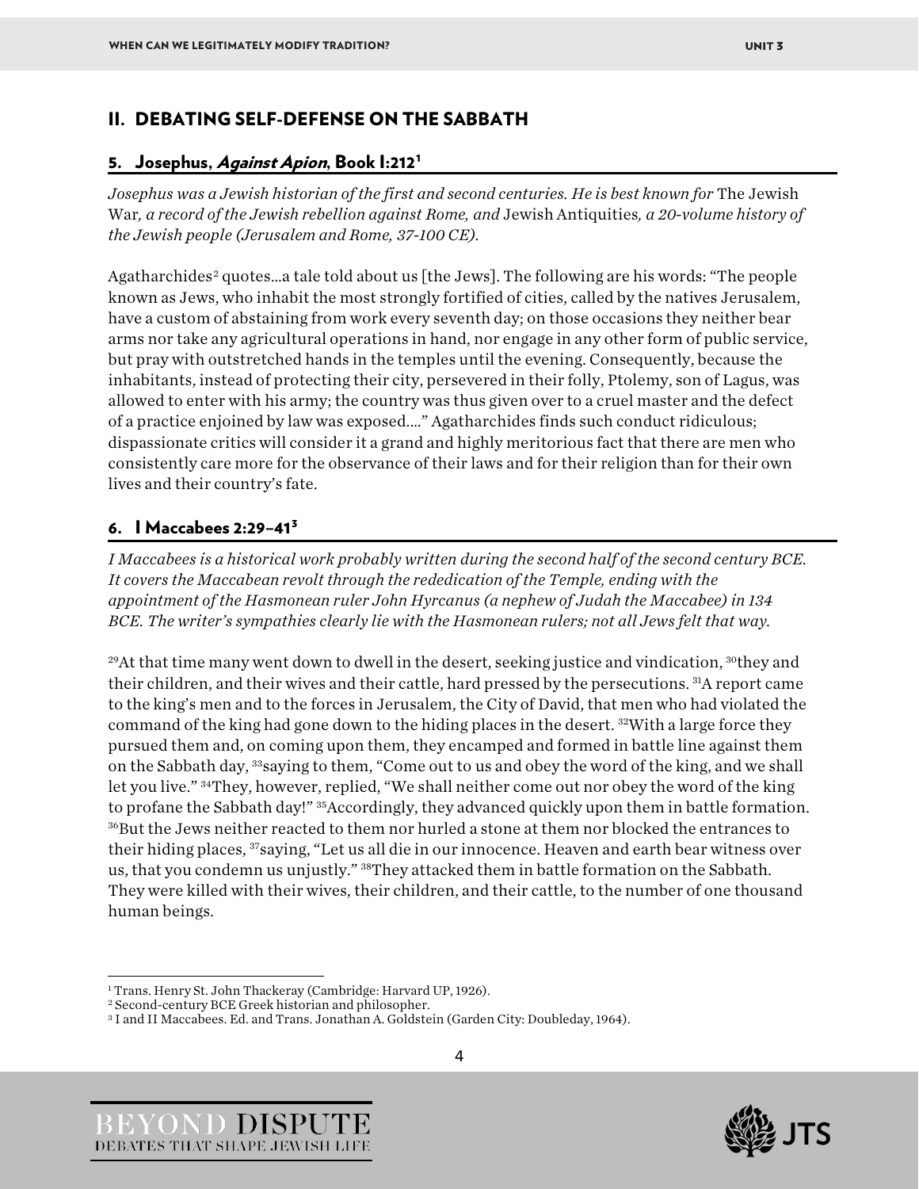## II. DEBATING SELF-DEFENSE ON THE SABBATH

### 5. Josephus, *Against Apion*, Book I:212[1]

*Josephus was a Jewish historian of the first and second centuries. He is best known for* The Jewish War*, a record of the Jewish rebellion against Rome, and* Jewish Antiquities*, a 20-volume history of the Jewish people (Jerusalem and Rome, 37-100 CE).*

Agatharchides[2] quotes…a tale told about us [the Jews]. The following are his words: "The people known as Jews, who inhabit the most strongly fortified of cities, called by the natives Jerusalem, have a custom of abstaining from work every seventh day; on those occasions they neither bear arms nor take any agricultural operations in hand, nor engage in any other form of public service, but pray with outstretched hands in the temples until the evening. Consequently, because the inhabitants, instead of protecting their city, persevered in their folly, Ptolemy, son of Lagus, was allowed to enter with his army; the country was thus given over to a cruel master and the defect of a practice enjoined by law was exposed…." Agatharchides finds such conduct ridiculous; dispassionate critics will consider it a grand and highly meritorious fact that there are men who consistently care more for the observance of their laws and for their religion than for their own lives and their country's fate.

### 6. I Maccabees 2:29–41[3]

*I Maccabees is a historical work probably written during the second half of the second century BCE. It covers the Maccabean revolt through the rededication of the Temple, ending with the appointment of the Hasmonean ruler John Hyrcanus (a nephew of Judah the Maccabee) in 134 BCE. The writer's sympathies clearly lie with the Hasmonean rulers; not all Jews felt that way.*

[29]At that time many went down to dwell in the desert, seeking justice and vindication, [30]they and their children, and their wives and their cattle, hard pressed by the persecutions. [31]A report came to the king's men and to the forces in Jerusalem, the City of David, that men who had violated the command of the king had gone down to the hiding places in the desert. [32]With a large force they pursued them and, on coming upon them, they encamped and formed in battle line against them on the Sabbath day, [33]saying to them, "Come out to us and obey the word of the king, and we shall let you live." [34]They, however, replied, "We shall neither come out nor obey the word of the king to profane the Sabbath day!" [35]Accordingly, they advanced quickly upon them in battle formation. [36]But the Jews neither reacted to them nor hurled a stone at them nor blocked the entrances to their hiding places, [37]saying, "Let us all die in our innocence. Heaven and earth bear witness over us, that you condemn us unjustly." [38]They attacked them in battle formation on the Sabbath. They were killed with their wives, their children, and their cattle, to the number of one thousand human beings.

---

[1] Trans. Henry St. John Thackeray (Cambridge: Harvard UP, 1926).

[2] Second-century BCE Greek historian and philosopher.

[3] I and II Maccabees. Ed. and Trans. Jonathan A. Goldstein (Garden City: Doubleday, 1964).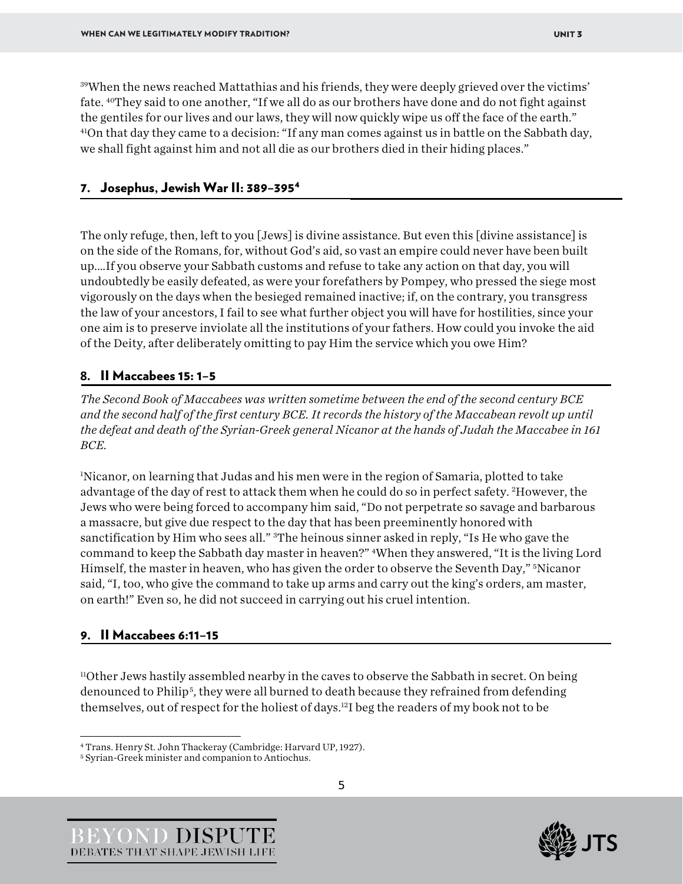[39]When the news reached Mattathias and his friends, they were deeply grieved over the victims' fate. [40]They said to one another, "If we all do as our brothers have done and do not fight against the gentiles for our lives and our laws, they will now quickly wipe us off the face of the earth." [41]On that day they came to a decision: "If any man comes against us in battle on the Sabbath day, we shall fight against him and not all die as our brothers died in their hiding places."

## 7. Josephus, Jewish War II: 389–395[4]

The only refuge, then, left to you [Jews] is divine assistance. But even this [divine assistance] is on the side of the Romans, for, without God's aid, so vast an empire could never have been built up….If you observe your Sabbath customs and refuse to take any action on that day, you will undoubtedly be easily defeated, as were your forefathers by Pompey, who pressed the siege most vigorously on the days when the besieged remained inactive; if, on the contrary, you transgress the law of your ancestors, I fail to see what further object you will have for hostilities, since your one aim is to preserve inviolate all the institutions of your fathers. How could you invoke the aid of the Deity, after deliberately omitting to pay Him the service which you owe Him?

## 8. II Maccabees 15: 1–5

*The Second Book of Maccabees was written sometime between the end of the second century BCE and the second half of the first century BCE. It records the history of the Maccabean revolt up until the defeat and death of the Syrian-Greek general Nicanor at the hands of Judah the Maccabee in 161 BCE.*

[1]Nicanor, on learning that Judas and his men were in the region of Samaria, plotted to take advantage of the day of rest to attack them when he could do so in perfect safety. [2]However, the Jews who were being forced to accompany him said, "Do not perpetrate so savage and barbarous a massacre, but give due respect to the day that has been preeminently honored with sanctification by Him who sees all." [3]The heinous sinner asked in reply, "Is He who gave the command to keep the Sabbath day master in heaven?" [4]When they answered, "It is the living Lord Himself, the master in heaven, who has given the order to observe the Seventh Day," [5]Nicanor said, "I, too, who give the command to take up arms and carry out the king's orders, am master, on earth!" Even so, he did not succeed in carrying out his cruel intention.

## 9. II Maccabees 6:11–15

[11]Other Jews hastily assembled nearby in the caves to observe the Sabbath in secret. On being denounced to Philip[5], they were all burned to death because they refrained from defending themselves, out of respect for the holiest of days.[12]I beg the readers of my book not to be

---

[4] Trans. Henry St. John Thackeray (Cambridge: Harvard UP, 1927).

[5] Syrian-Greek minister and companion to Antiochus.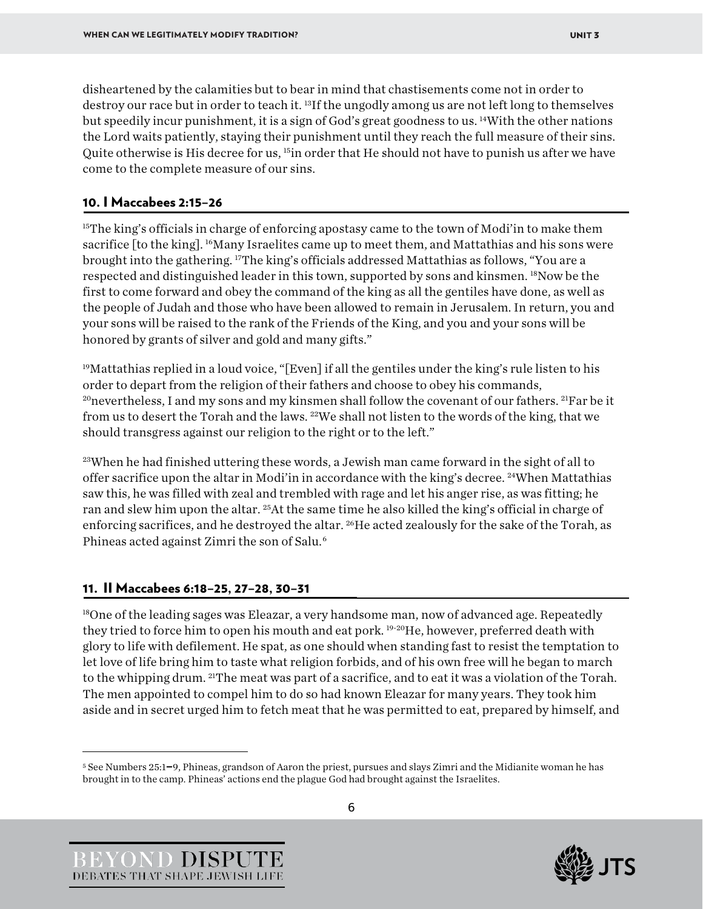disheartened by the calamities but to bear in mind that chastisements come not in order to destroy our race but in order to teach it. [13]If the ungodly among us are not left long to themselves but speedily incur punishment, it is a sign of God's great goodness to us. [14]With the other nations the Lord waits patiently, staying their punishment until they reach the full measure of their sins. Quite otherwise is His decree for us, [15]in order that He should not have to punish us after we have come to the complete measure of our sins.

## 10. I Maccabees 2:15–26

[15]The king's officials in charge of enforcing apostasy came to the town of Modi'in to make them sacrifice [to the king]. [16]Many Israelites came up to meet them, and Mattathias and his sons were brought into the gathering. [17]The king's officials addressed Mattathias as follows, "You are a respected and distinguished leader in this town, supported by sons and kinsmen. [18]Now be the first to come forward and obey the command of the king as all the gentiles have done, as well as the people of Judah and those who have been allowed to remain in Jerusalem. In return, you and your sons will be raised to the rank of the Friends of the King, and you and your sons will be honored by grants of silver and gold and many gifts."

[19]Mattathias replied in a loud voice, "[Even] if all the gentiles under the king's rule listen to his order to depart from the religion of their fathers and choose to obey his commands, [20]nevertheless, I and my sons and my kinsmen shall follow the covenant of our fathers. [21]Far be it from us to desert the Torah and the laws. [22]We shall not listen to the words of the king, that we should transgress against our religion to the right or to the left."

[23]When he had finished uttering these words, a Jewish man came forward in the sight of all to offer sacrifice upon the altar in Modi'in in accordance with the king's decree. [24]When Mattathias saw this, he was filled with zeal and trembled with rage and let his anger rise, as was fitting; he ran and slew him upon the altar. [25]At the same time he also killed the king's official in charge of enforcing sacrifices, and he destroyed the altar. [26]He acted zealously for the sake of the Torah, as Phineas acted against Zimri the son of Salu.[6]

## 11. II Maccabees 6:18–25, 27–28, 30–31

[18]One of the leading sages was Eleazar, a very handsome man, now of advanced age. Repeatedly they tried to force him to open his mouth and eat pork. [19-20]He, however, preferred death with glory to life with defilement. He spat, as one should when standing fast to resist the temptation to let love of life bring him to taste what religion forbids, and of his own free will he began to march to the whipping drum. [21]The meat was part of a sacrifice, and to eat it was a violation of the Torah. The men appointed to compel him to do so had known Eleazar for many years. They took him aside and in secret urged him to fetch meat that he was permitted to eat, prepared by himself, and

---

[5] See Numbers 25:1–9, Phineas, grandson of Aaron the priest, pursues and slays Zimri and the Midianite woman he has brought in to the camp. Phineas' actions end the plague God had brought against the Israelites.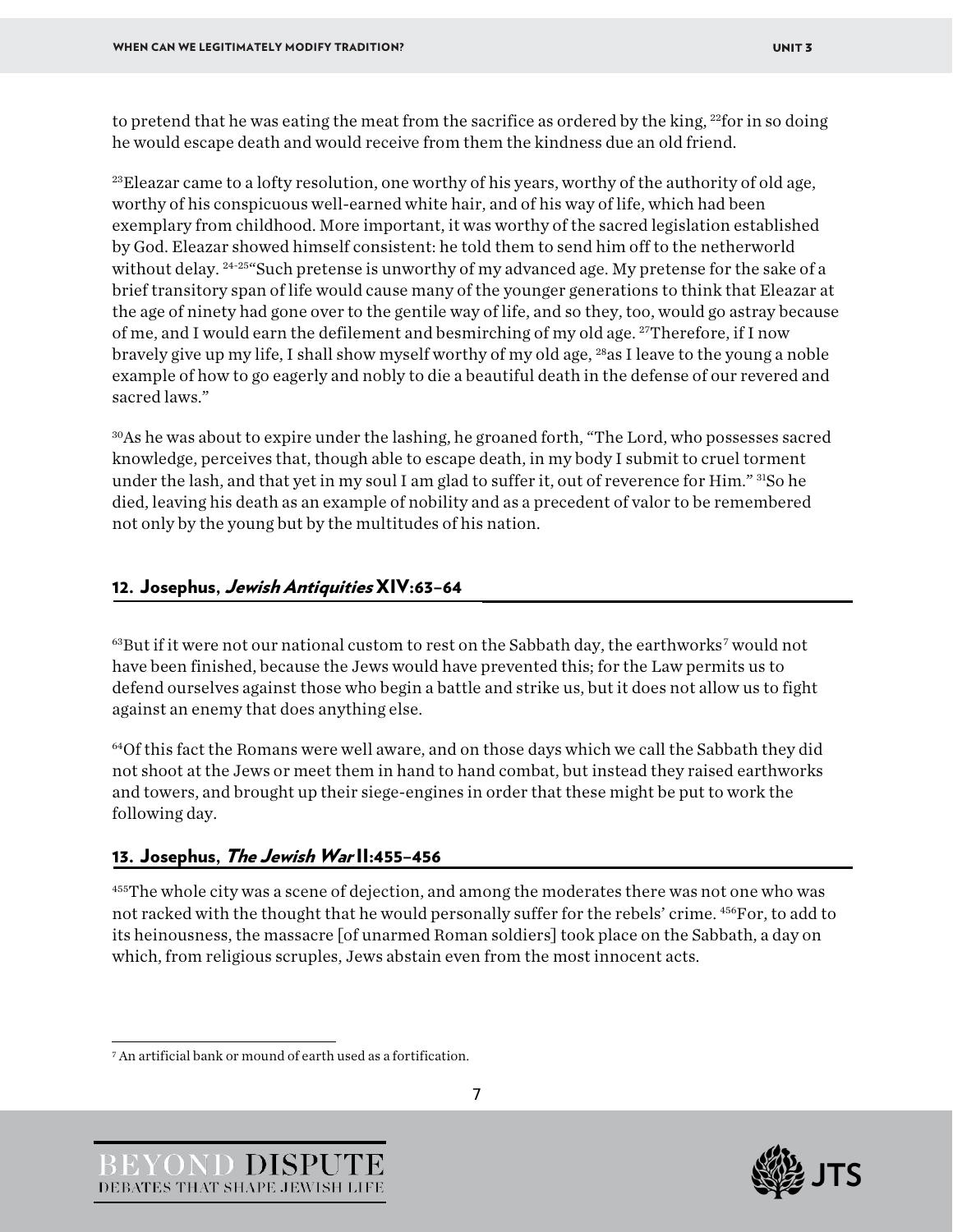to pretend that he was eating the meat from the sacrifice as ordered by the king, [22]for in so doing he would escape death and would receive from them the kindness due an old friend.

[23]Eleazar came to a lofty resolution, one worthy of his years, worthy of the authority of old age, worthy of his conspicuous well-earned white hair, and of his way of life, which had been exemplary from childhood. More important, it was worthy of the sacred legislation established by God. Eleazar showed himself consistent: he told them to send him off to the netherworld without delay. [24-25]"Such pretense is unworthy of my advanced age. My pretense for the sake of a brief transitory span of life would cause many of the younger generations to think that Eleazar at the age of ninety had gone over to the gentile way of life, and so they, too, would go astray because of me, and I would earn the defilement and besmirching of my old age. [27]Therefore, if I now bravely give up my life, I shall show myself worthy of my old age, [28]as I leave to the young a noble example of how to go eagerly and nobly to die a beautiful death in the defense of our revered and sacred laws."

[30]As he was about to expire under the lashing, he groaned forth, "The Lord, who possesses sacred knowledge, perceives that, though able to escape death, in my body I submit to cruel torment under the lash, and that yet in my soul I am glad to suffer it, out of reverence for Him." [31]So he died, leaving his death as an example of nobility and as a precedent of valor to be remembered not only by the young but by the multitudes of his nation.

## 12. Josephus, *Jewish Antiquities* XIV:63–64

[63]But if it were not our national custom to rest on the Sabbath day, the earthworks[7] would not have been finished, because the Jews would have prevented this; for the Law permits us to defend ourselves against those who begin a battle and strike us, but it does not allow us to fight against an enemy that does anything else.

[64]Of this fact the Romans were well aware, and on those days which we call the Sabbath they did not shoot at the Jews or meet them in hand to hand combat, but instead they raised earthworks and towers, and brought up their siege-engines in order that these might be put to work the following day.

## 13. Josephus, *The Jewish War* II:455–456

[455]The whole city was a scene of dejection, and among the moderates there was not one who was not racked with the thought that he would personally suffer for the rebels' crime. [456]For, to add to its heinousness, the massacre [of unarmed Roman soldiers] took place on the Sabbath, a day on which, from religious scruples, Jews abstain even from the most innocent acts.

---

[7] An artificial bank or mound of earth used as a fortification.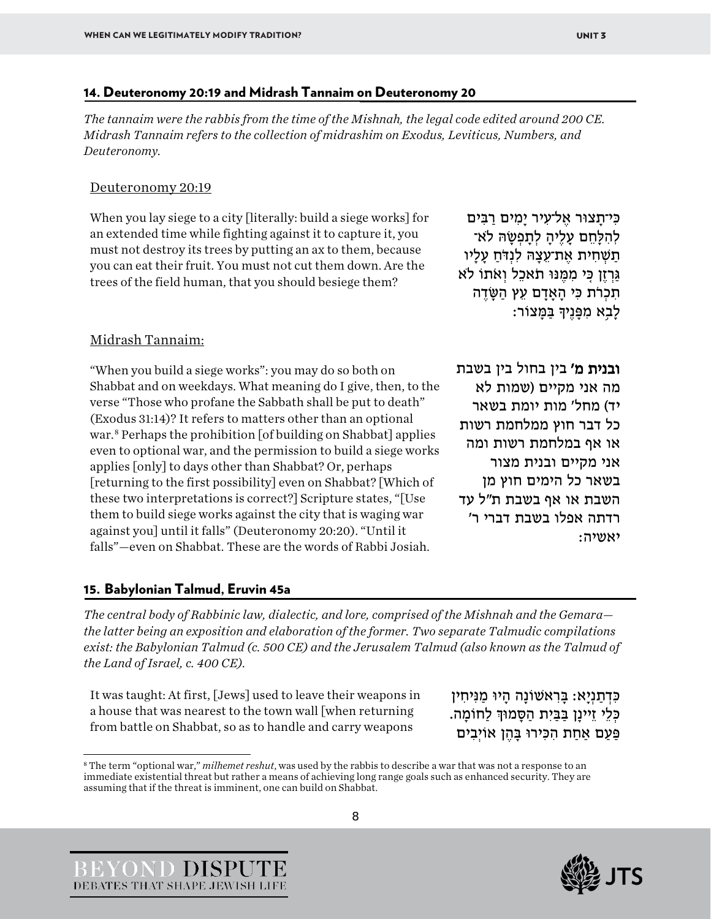## 14. Deuteronomy 20:19 and Midrash Tannaim on Deuteronomy 20

*The tannaim were the rabbis from the time of the Mishnah, the legal code edited around 200 CE. Midrash Tannaim refers to the collection of midrashim on Exodus, Leviticus, Numbers, and Deuteronomy.*

Deuteronomy 20:19

When you lay siege to a city [literally: build a siege works] for an extended time while fighting against it to capture it, you must not destroy its trees by putting an ax to them, because you can eat their fruit. You must not cut them down. Are the trees of the field human, that you should besiege them?

כִּי־תָצוּר אֶל־עִיר יָמִים רַבִּים לְהִלָּחֵם עָלֶיהָ לְתָפְשָׂהּ לֹא־תַשְׁחִית אֶת־עֵצָהּ לִנְדֹּחַ עָלָיו גַּרְזֶן כִּי מִמֶּנּוּ תֹאכֵל וְאֹתוֹ לֹא תִכְרֹת כִּי הָאָדָם עֵץ הַשָּׂדֶה לָבֹא מִפָּנֶיךָ בַּמָּצוֹר׃

Midrash Tannaim:

"When you build a siege works": you may do so both on Shabbat and on weekdays. What meaning do I give, then, to the verse "Those who profane the Sabbath shall be put to death" (Exodus 31:14)? It refers to matters other than an optional war.[8] Perhaps the prohibition [of building on Shabbat] applies even to optional war, and the permission to build a siege works applies [only] to days other than Shabbat? Or, perhaps [returning to the first possibility] even on Shabbat? [Which of these two interpretations is correct?] Scripture states, "[Use them to build siege works against the city that is waging war against you] until it falls" (Deuteronomy 20:20). "Until it falls"—even on Shabbat. These are the words of Rabbi Josiah.

**ובנית מ'** בין בחול בין בשבת מה אני מקיים (שמות לא יד) מחל' מות יומת בשאר כל דבר חוץ ממלחמת רשות או אף במלחמת רשות ומה אני מקיים ובנית מצור בשאר כל הימים חוץ מן השבת או אף בשבת ת"ל עד רדתה אפלו בשבת דברי ר' יאשיה:

## 15. Babylonian Talmud, Eruvin 45a

*The central body of Rabbinic law, dialectic, and lore, comprised of the Mishnah and the Gemara—the latter being an exposition and elaboration of the former. Two separate Talmudic compilations exist: the Babylonian Talmud (c. 500 CE) and the Jerusalem Talmud (also known as the Talmud of the Land of Israel, c. 400 CE).*

It was taught: At first, [Jews] used to leave their weapons in a house that was nearest to the town wall [when returning from battle on Shabbat, so as to handle and carry weapons

כִּדְתַנְיָא: בָּרִאשׁוֹנָה הָיוּ מַנִּיחִין כְּלֵי זֵיינָן בַּבַּיִת הַסָּמוּךְ לַחוֹמָה. פַּעַם אַחַת הִכִּירוּ בָּהֶן אוֹיְבִים

[8] The term "optional war," *milhemet reshut*, was used by the rabbis to describe a war that was not a response to an immediate existential threat but rather a means of achieving long range goals such as enhanced security. They are assuming that if the threat is imminent, one can build on Shabbat.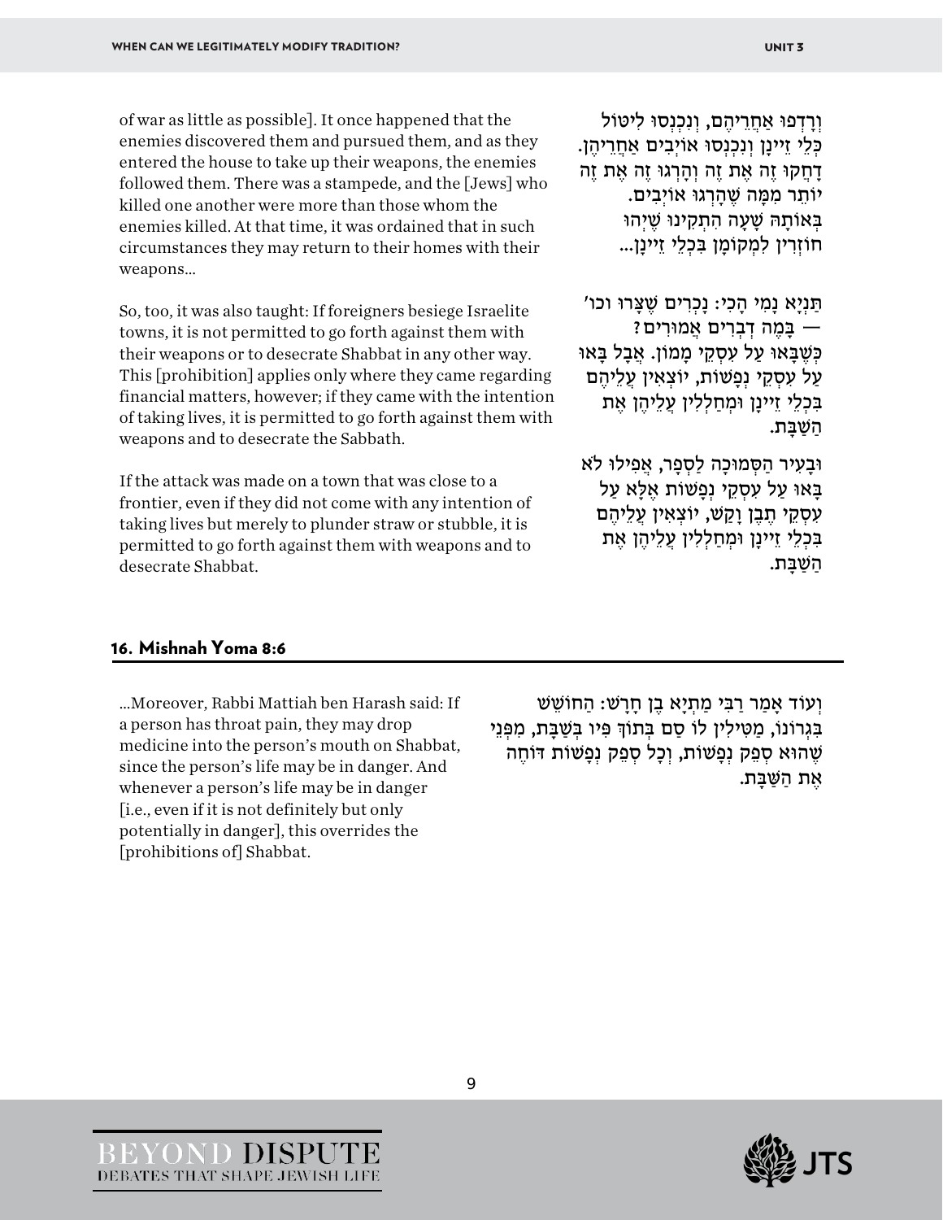of war as little as possible]. It once happened that the enemies discovered them and pursued them, and as they entered the house to take up their weapons, the enemies followed them. There was a stampede, and the [Jews] who killed one another were more than those whom the enemies killed. At that time, it was ordained that in such circumstances they may return to their homes with their weapons…

וְרָדְפוּ אַחֲרֵיהֶם, וְנִכְנְסוּ לִיטּוֹל כְּלֵי זַיינָן וְנִכְנְסוּ אוֹיְבִים אַחֲרֵיהֶן. דָּחֲקוּ זֶה אֶת זֶה וְהָרְגוּ זֶה אֶת זֶה יוֹתֵר מִמַּה שֶּׁהָרְגוּ אוֹיְבִים. בְּאוֹתָהּ שָׁעָה הִתְקִינוּ שֶׁיְּהוּ חוֹזְרִין לִמְקוֹמָן בִּכְלֵי זַיינָן...

So, too, it was also taught: If foreigners besiege Israelite towns, it is not permitted to go forth against them with their weapons or to desecrate Shabbat in any other way. This [prohibition] applies only where they came regarding financial matters, however; if they came with the intention of taking lives, it is permitted to go forth against them with weapons and to desecrate the Sabbath.

תַּנְיָא נַמִּי הָכִי: נׇכְרִים שֶׁצָּרוּ וכו' — בַּמֶּה דְּבָרִים אֲמוּרִים? כְּשֶׁבָּאוּ עַל עִסְקֵי מָמוֹן. אֲבָל בָּאוּ עַל עִסְקֵי נְפָשׁוֹת, יוֹצְאִין עֲלֵיהֶם בִּכְלֵי זַיינָן וּמְחַלְּלִין עֲלֵיהֶן אֶת הַשַּׁבָּת.

If the attack was made on a town that was close to a frontier, even if they did not come with any intention of taking lives but merely to plunder straw or stubble, it is permitted to go forth against them with weapons and to desecrate Shabbat.

וּבָעִיר הַסְּמוּכָה לַסְּפָר, אֲפִילּוּ לֹא בָּאוּ עַל עִסְקֵי נְפָשׁוֹת אֶלָּא עַל עִסְקֵי תֶּבֶן וָקַשׁ, יוֹצְאִין עֲלֵיהֶם בִּכְלֵי זַיינָן וּמְחַלְּלִין עֲלֵיהֶן אֶת הַשַּׁבָּת.

## 16. Mishnah Yoma 8:6

…Moreover, Rabbi Mattiah ben Harash said: If a person has throat pain, they may drop medicine into the person's mouth on Shabbat, since the person's life may be in danger. And whenever a person's life may be in danger [i.e., even if it is not definitely but only potentially in danger], this overrides the [prohibitions of] Shabbat.

וְעוֹד אָמַר רַבִּי מַתְיָא בֶּן חָרָשׁ: הַחוֹשֵׁשׁ בִּגְרוֹנוֹ, מַטִּילִין לוֹ סַם בְּתוֹךְ פִּיו בְּשַׁבָּת, מִפְּנֵי שֶׁהוּא סְפֵק נְפָשׁוֹת, וְכׇל סְפֵק נְפָשׁוֹת דּוֹחֶה אֶת הַשַּׁבָּת.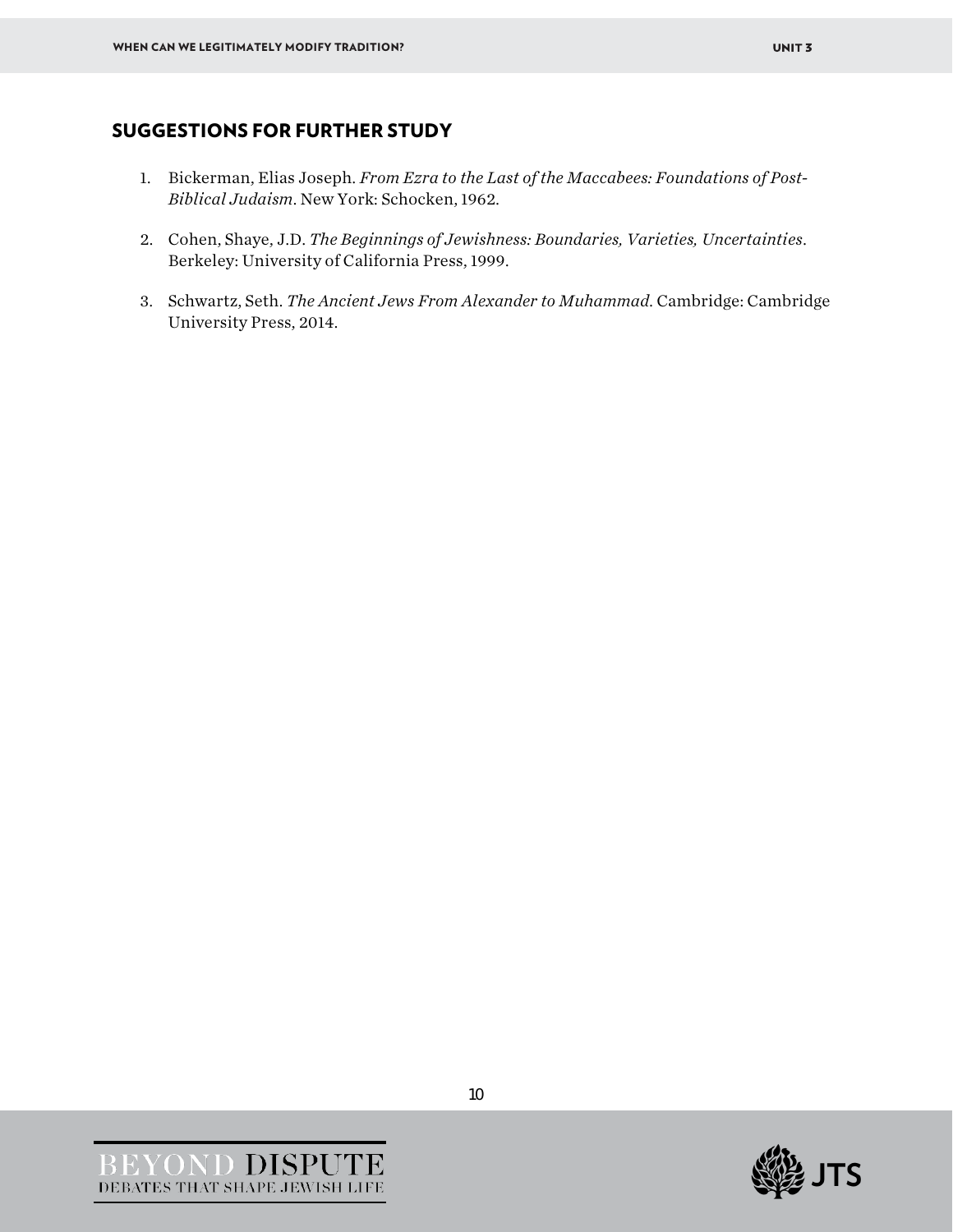## SUGGESTIONS FOR FURTHER STUDY

1. Bickerman, Elias Joseph. *From Ezra to the Last of the Maccabees: Foundations of Post-Biblical Judaism*. New York: Schocken, 1962.

2. Cohen, Shaye, J.D. *The Beginnings of Jewishness: Boundaries, Varieties, Uncertainties*. Berkeley: University of California Press, 1999.

3. Schwartz, Seth. *The Ancient Jews From Alexander to Muhammad.* Cambridge: Cambridge University Press, 2014.